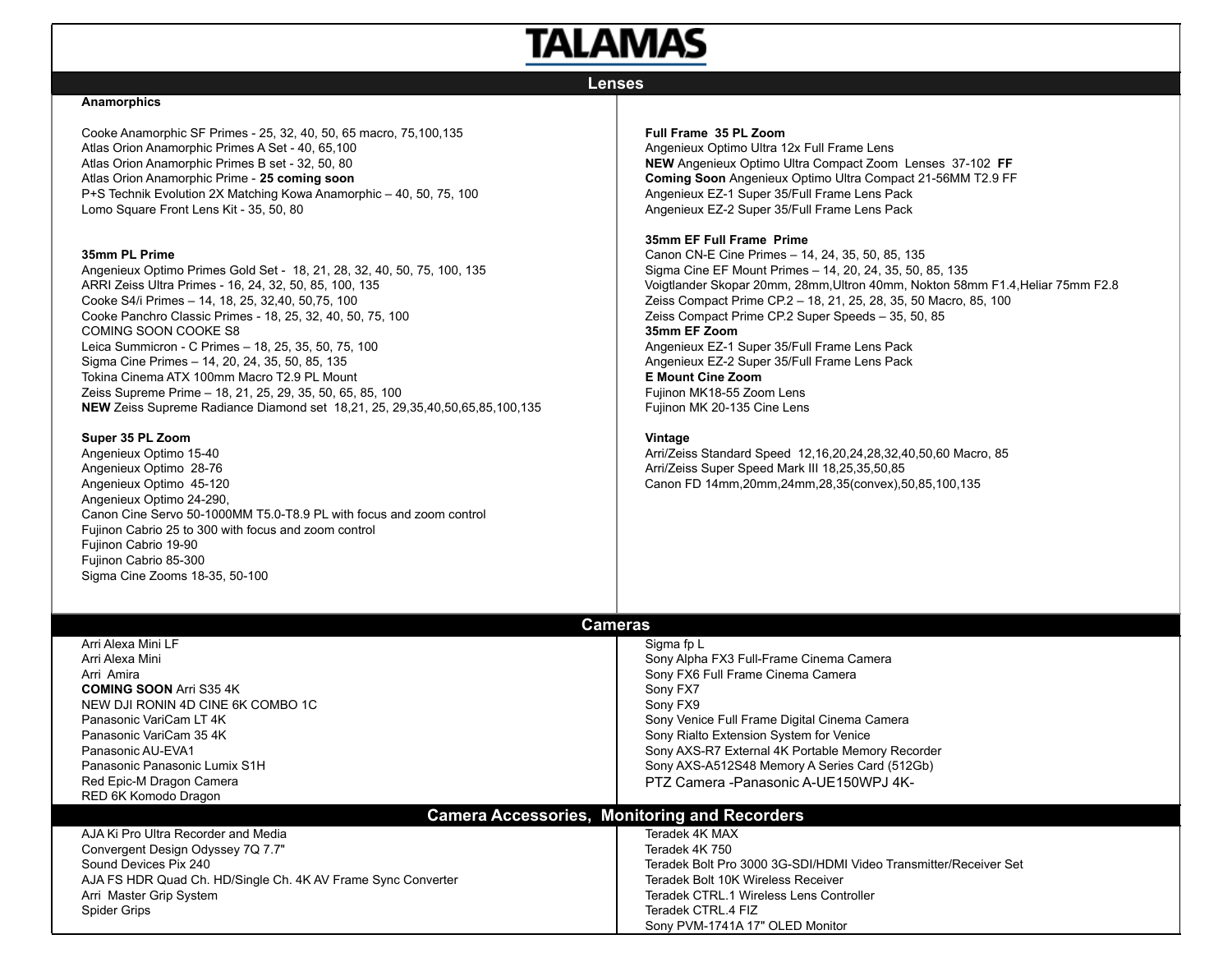# TALAMAS

## Lenses

### Anamorphics

Cooke Anamorphic SF Primes - 25, 32, 40, 50, 65 macro, 75,100,135
Atlas Orion Anamorphic Primes A Set - 40, 65,100
Atlas Orion Anamorphic Primes B set - 32, 50, 80
Atlas Orion Anamorphic Prime - **25 coming soon**
P+S Technik Evolution 2X Matching Kowa Anamorphic – 40, 50, 75, 100
Lomo Square Front Lens Kit - 35, 50, 80

### 35mm PL Prime

Angenieux Optimo Primes Gold Set - 18, 21, 28, 32, 40, 50, 75, 100, 135
ARRI Zeiss Ultra Primes - 16, 24, 32, 50, 85, 100, 135
Cooke S4/i Primes – 14, 18, 25, 32,40, 50,75, 100
Cooke Panchro Classic Primes - 18, 25, 32, 40, 50, 75, 100
COMING SOON COOKE S8
Leica Summicron - C Primes – 18, 25, 35, 50, 75, 100
Sigma Cine Primes – 14, 20, 24, 35, 50, 85, 135
Tokina Cinema ATX 100mm Macro T2.9 PL Mount
Zeiss Supreme Prime – 18, 21, 25, 29, 35, 50, 65, 85, 100
**NEW** Zeiss Supreme Radiance Diamond set 18,21, 25, 29,35,40,50,65,85,100,135

### Super 35 PL Zoom

Angenieux Optimo 15-40
Angenieux Optimo 28-76
Angenieux Optimo 45-120
Angenieux Optimo 24-290,
Canon Cine Servo 50-1000MM T5.0-T8.9 PL with focus and zoom control
Fujinon Cabrio 25 to 300 with focus and zoom control
Fujinon Cabrio 19-90
Fujinon Cabrio 85-300
Sigma Cine Zooms 18-35, 50-100

### Full Frame 35 PL Zoom

Angenieux Optimo Ultra 12x Full Frame Lens
**NEW** Angenieux Optimo Ultra Compact Zoom Lenses 37-102 **FF**
**Coming Soon** Angenieux Optimo Ultra Compact 21-56MM T2.9 FF
Angenieux EZ-1 Super 35/Full Frame Lens Pack
Angenieux EZ-2 Super 35/Full Frame Lens Pack

### 35mm EF Full Frame Prime

Canon CN-E Cine Primes – 14, 24, 35, 50, 85, 135
Sigma Cine EF Mount Primes – 14, 20, 24, 35, 50, 85, 135
Voigtlander Skopar 20mm, 28mm,Ultron 40mm, Nokton 58mm F1.4,Heliar 75mm F2.8
Zeiss Compact Prime CP.2 – 18, 21, 25, 28, 35, 50 Macro, 85, 100
Zeiss Compact Prime CP.2 Super Speeds – 35, 50, 85

### 35mm EF Zoom

Angenieux EZ-1 Super 35/Full Frame Lens Pack
Angenieux EZ-2 Super 35/Full Frame Lens Pack

### E Mount Cine Zoom

Fujinon MK18-55 Zoom Lens
Fujinon MK 20-135 Cine Lens

### Vintage

Arri/Zeiss Standard Speed 12,16,20,24,28,32,40,50,60 Macro, 85
Arri/Zeiss Super Speed Mark III 18,25,35,50,85
Canon FD 14mm,20mm,24mm,28,35(convex),50,85,100,135

## Cameras

Arri Alexa Mini LF
Arri Alexa Mini
Arri Amira
**COMING SOON** Arri S35 4K
NEW DJI RONIN 4D CINE 6K COMBO 1C
Panasonic VariCam LT 4K
Panasonic VariCam 35 4K
Panasonic AU-EVA1
Panasonic Panasonic Lumix S1H
Red Epic-M Dragon Camera
RED 6K Komodo Dragon
Sigma fp L
Sony Alpha FX3 Full-Frame Cinema Camera
Sony FX6 Full Frame Cinema Camera
Sony FX7
Sony FX9
Sony Venice Full Frame Digital Cinema Camera
Sony Rialto Extension System for Venice
Sony AXS-R7 External 4K Portable Memory Recorder
Sony AXS-A512S48 Memory A Series Card (512Gb)
PTZ Camera -Panasonic A-UE150WPJ 4K-

## Camera Accessories, Monitoring and Recorders

AJA Ki Pro Ultra Recorder and Media
Convergent Design Odyssey 7Q 7.7"
Sound Devices Pix 240
AJA FS HDR Quad Ch. HD/Single Ch. 4K AV Frame Sync Converter
Arri Master Grip System
Spider Grips
Teradek 4K MAX
Teradek 4K 750
Teradek Bolt Pro 3000 3G-SDI/HDMI Video Transmitter/Receiver Set
Teradek Bolt 10K Wireless Receiver
Teradek CTRL.1 Wireless Lens Controller
Teradek CTRL.4 FIZ
Sony PVM-1741A 17" OLED Monitor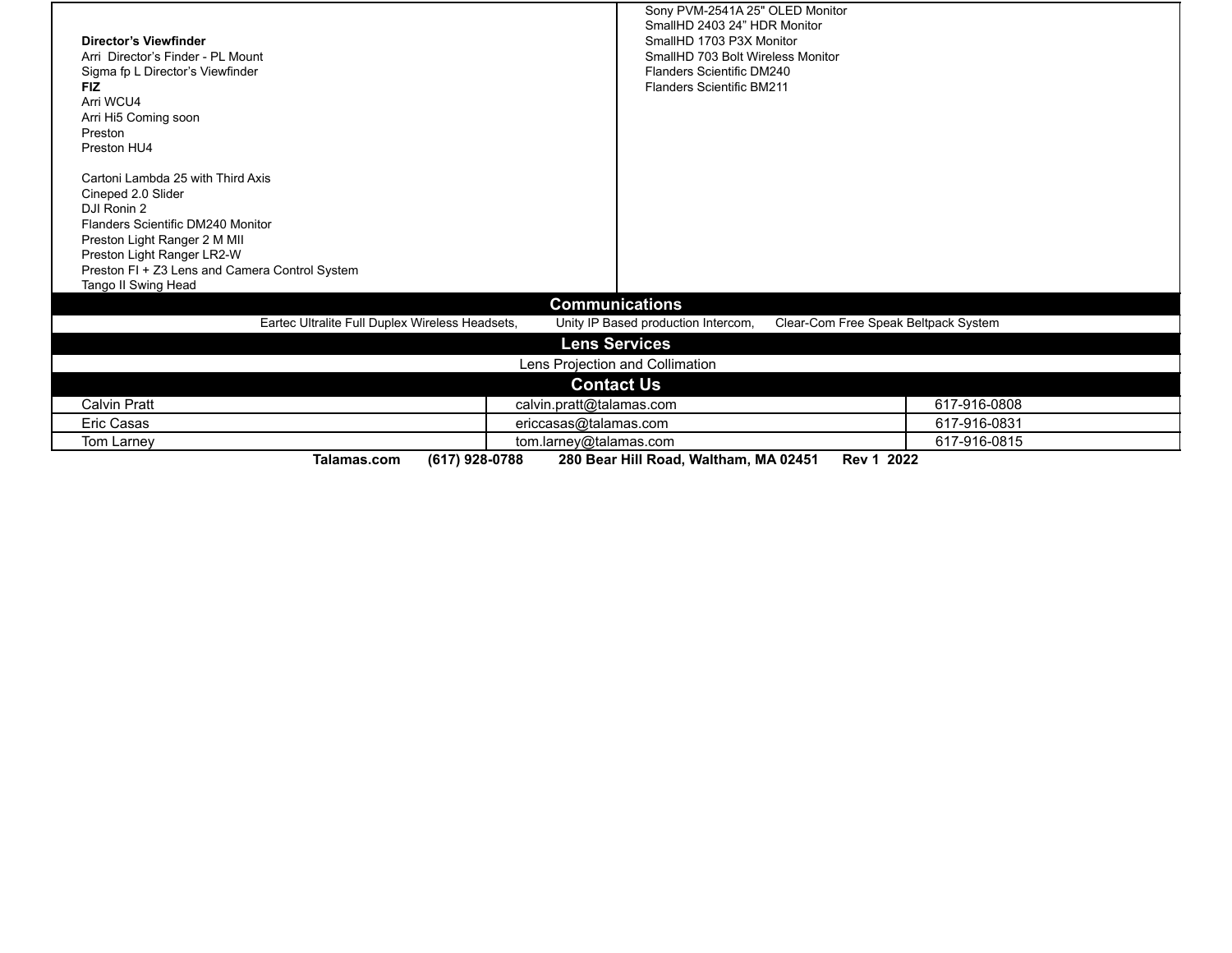**Director's Viewfinder**
Arri Director's Finder - PL Mount
Sigma fp L Director's Viewfinder

**FIZ**
Arri WCU4
Arri Hi5 Coming soon
Preston
Preston HU4

Cartoni Lambda 25 with Third Axis
Cineped 2.0 Slider
DJI Ronin 2
Flanders Scientific DM240 Monitor
Preston Light Ranger 2 M MII
Preston Light Ranger LR2-W
Preston FI + Z3 Lens and Camera Control System
Tango II Swing Head

Sony PVM-2541A 25" OLED Monitor
SmallHD 2403 24" HDR Monitor
SmallHD 1703 P3X Monitor
SmallHD 703 Bolt Wireless Monitor
Flanders Scientific DM240
Flanders Scientific BM211

## Communications

Eartec Ultralite Full Duplex Wireless Headsets, Unity IP Based production Intercom, Clear-Com Free Speak Beltpack System

## Lens Services

Lens Projection and Collimation

## Contact Us

| | | |
|---|---|---|
| Calvin Pratt | calvin.pratt@talamas.com | 617-916-0808 |
| Eric Casas | ericcasas@talamas.com | 617-916-0831 |
| Tom Larney | tom.larney@talamas.com | 617-916-0815 |

**Talamas.com (617) 928-0788 280 Bear Hill Road, Waltham, MA 02451 Rev 1 2022**